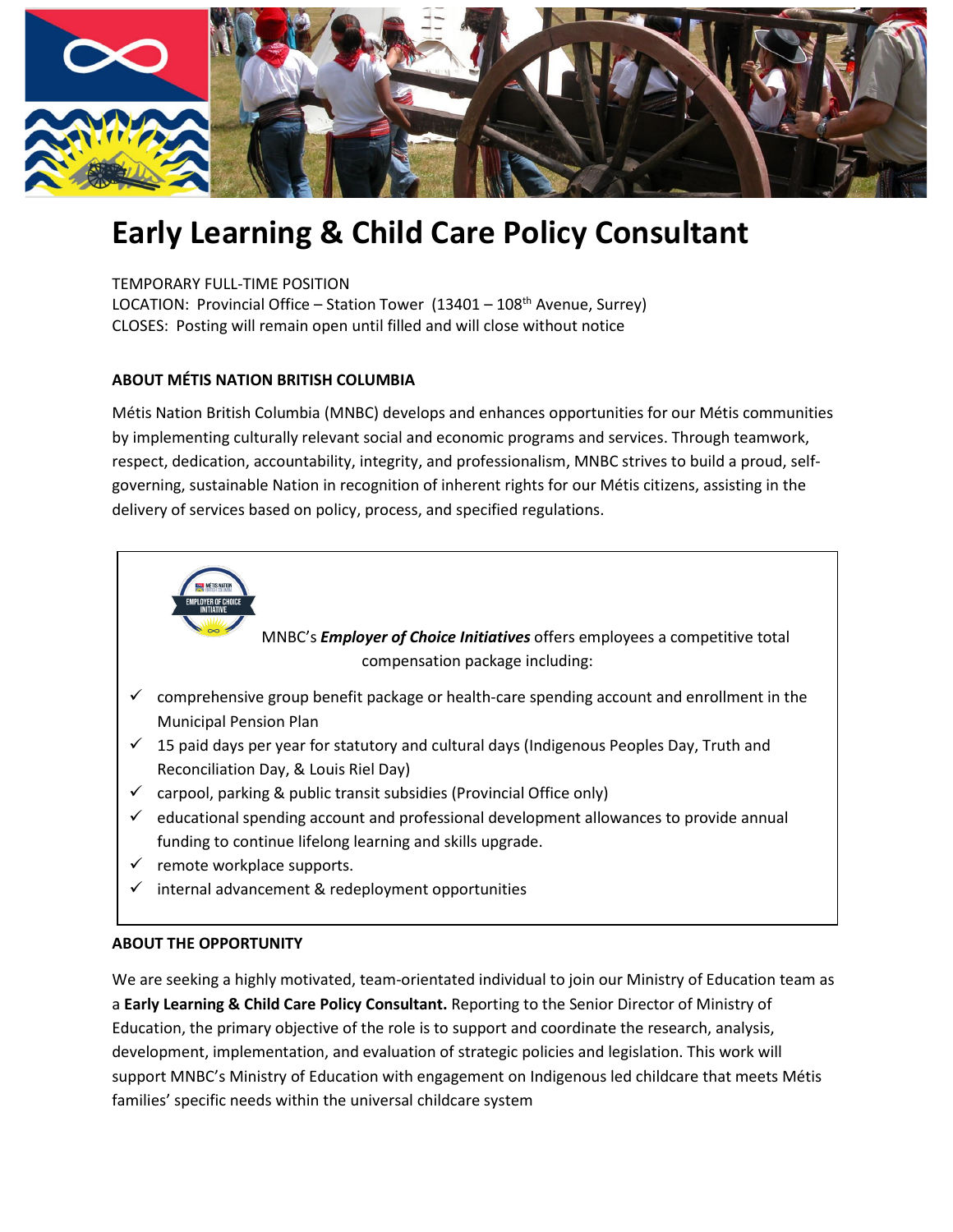# Early Learning & Child Care Policy Consultant

TEMPORARY FULL-TIME POSITION
LOCATION: Provincial Office – Station Tower (13401 – 108th Avenue, Surrey)
CLOSES: Posting will remain open until filled and will close without notice

**ABOUT MÉTIS NATION BRITISH COLUMBIA**

Métis Nation British Columbia (MNBC) develops and enhances opportunities for our Métis communities by implementing culturally relevant social and economic programs and services. Through teamwork, respect, dedication, accountability, integrity, and professionalism, MNBC strives to build a proud, self-governing, sustainable Nation in recognition of inherent rights for our Métis citizens, assisting in the delivery of services based on policy, process, and specified regulations.

MNBC's ***Employer of Choice Initiatives*** offers employees a competitive total compensation package including:

- ✓ comprehensive group benefit package or health-care spending account and enrollment in the Municipal Pension Plan
- ✓ 15 paid days per year for statutory and cultural days (Indigenous Peoples Day, Truth and Reconciliation Day, & Louis Riel Day)
- ✓ carpool, parking & public transit subsidies (Provincial Office only)
- ✓ educational spending account and professional development allowances to provide annual funding to continue lifelong learning and skills upgrade.
- ✓ remote workplace supports.
- ✓ internal advancement & redeployment opportunities

**ABOUT THE OPPORTUNITY**

We are seeking a highly motivated, team-orientated individual to join our Ministry of Education team as a **Early Learning & Child Care Policy Consultant.** Reporting to the Senior Director of Ministry of Education, the primary objective of the role is to support and coordinate the research, analysis, development, implementation, and evaluation of strategic policies and legislation. This work will support MNBC's Ministry of Education with engagement on Indigenous led childcare that meets Métis families' specific needs within the universal childcare system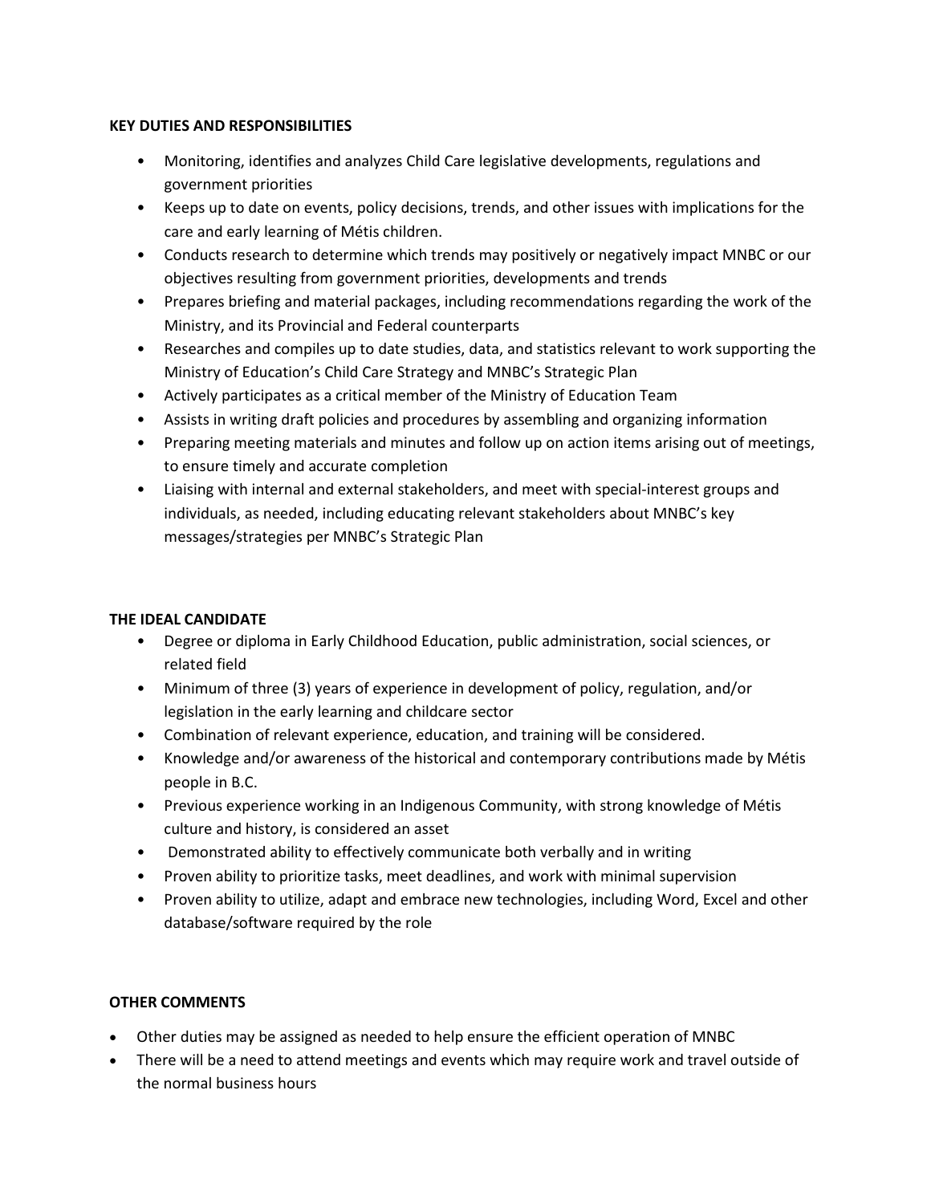## KEY DUTIES AND RESPONSIBILITIES

- Monitoring, identifies and analyzes Child Care legislative developments, regulations and government priorities
- Keeps up to date on events, policy decisions, trends, and other issues with implications for the care and early learning of Métis children.
- Conducts research to determine which trends may positively or negatively impact MNBC or our objectives resulting from government priorities, developments and trends
- Prepares briefing and material packages, including recommendations regarding the work of the Ministry, and its Provincial and Federal counterparts
- Researches and compiles up to date studies, data, and statistics relevant to work supporting the Ministry of Education's Child Care Strategy and MNBC's Strategic Plan
- Actively participates as a critical member of the Ministry of Education Team
- Assists in writing draft policies and procedures by assembling and organizing information
- Preparing meeting materials and minutes and follow up on action items arising out of meetings, to ensure timely and accurate completion
- Liaising with internal and external stakeholders, and meet with special-interest groups and individuals, as needed, including educating relevant stakeholders about MNBC's key messages/strategies per MNBC's Strategic Plan

## THE IDEAL CANDIDATE

- Degree or diploma in Early Childhood Education, public administration, social sciences, or related field
- Minimum of three (3) years of experience in development of policy, regulation, and/or legislation in the early learning and childcare sector
- Combination of relevant experience, education, and training will be considered.
- Knowledge and/or awareness of the historical and contemporary contributions made by Métis people in B.C.
- Previous experience working in an Indigenous Community, with strong knowledge of Métis culture and history, is considered an asset
- Demonstrated ability to effectively communicate both verbally and in writing
- Proven ability to prioritize tasks, meet deadlines, and work with minimal supervision
- Proven ability to utilize, adapt and embrace new technologies, including Word, Excel and other database/software required by the role

## OTHER COMMENTS

- Other duties may be assigned as needed to help ensure the efficient operation of MNBC
- There will be a need to attend meetings and events which may require work and travel outside of the normal business hours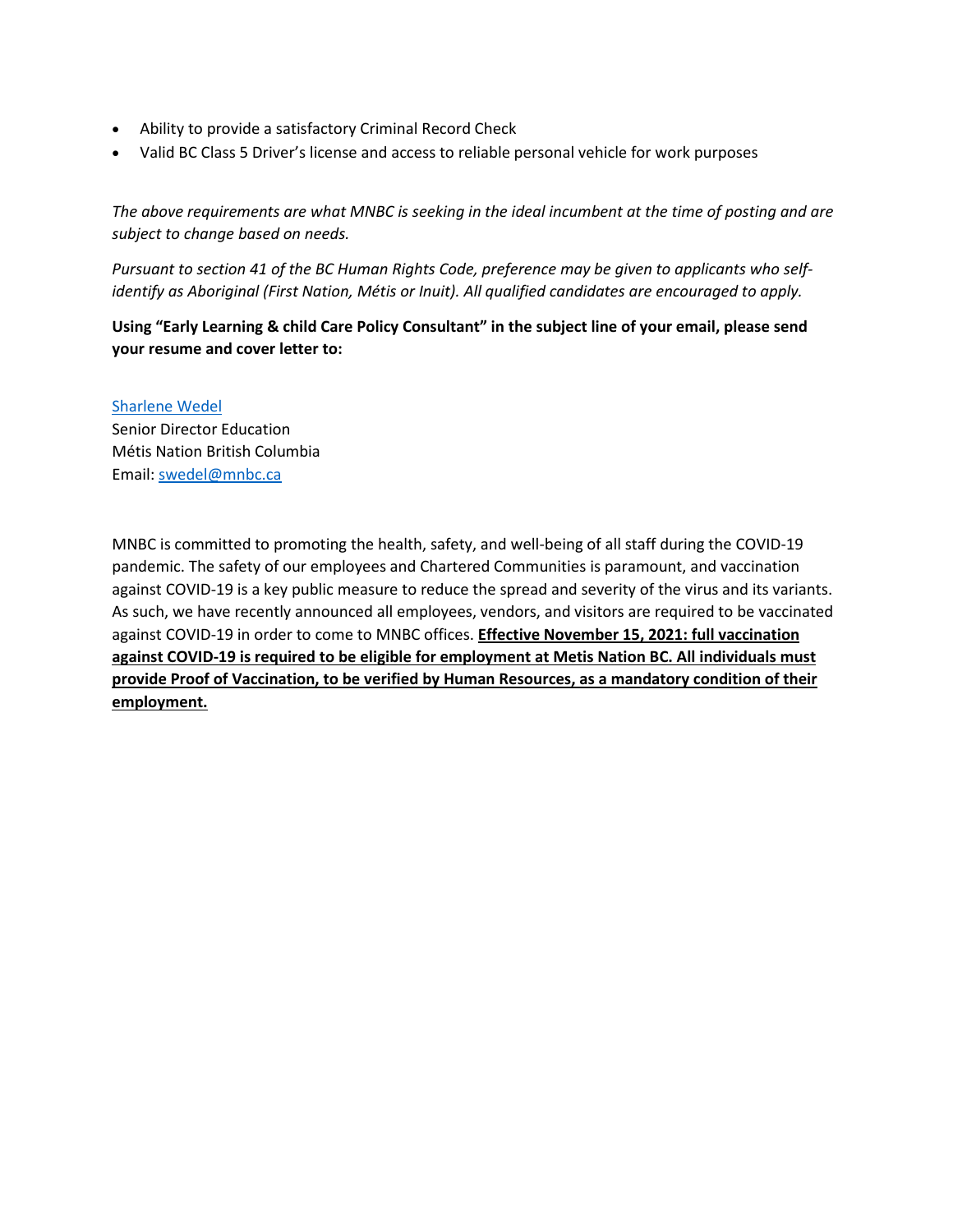- Ability to provide a satisfactory Criminal Record Check
- Valid BC Class 5 Driver's license and access to reliable personal vehicle for work purposes

*The above requirements are what MNBC is seeking in the ideal incumbent at the time of posting and are subject to change based on needs.*

*Pursuant to section 41 of the BC Human Rights Code, preference may be given to applicants who self-identify as Aboriginal (First Nation, Métis or Inuit). All qualified candidates are encouraged to apply.*

**Using "Early Learning & child Care Policy Consultant" in the subject line of your email, please send your resume and cover letter to:**

Sharlene Wedel  
Senior Director Education  
Métis Nation British Columbia  
Email: swedel@mnbc.ca

MNBC is committed to promoting the health, safety, and well-being of all staff during the COVID-19 pandemic. The safety of our employees and Chartered Communities is paramount, and vaccination against COVID-19 is a key public measure to reduce the spread and severity of the virus and its variants. As such, we have recently announced all employees, vendors, and visitors are required to be vaccinated against COVID-19 in order to come to MNBC offices. **Effective November 15, 2021: full vaccination against COVID-19 is required to be eligible for employment at Metis Nation BC. All individuals must provide Proof of Vaccination, to be verified by Human Resources, as a mandatory condition of their employment.**